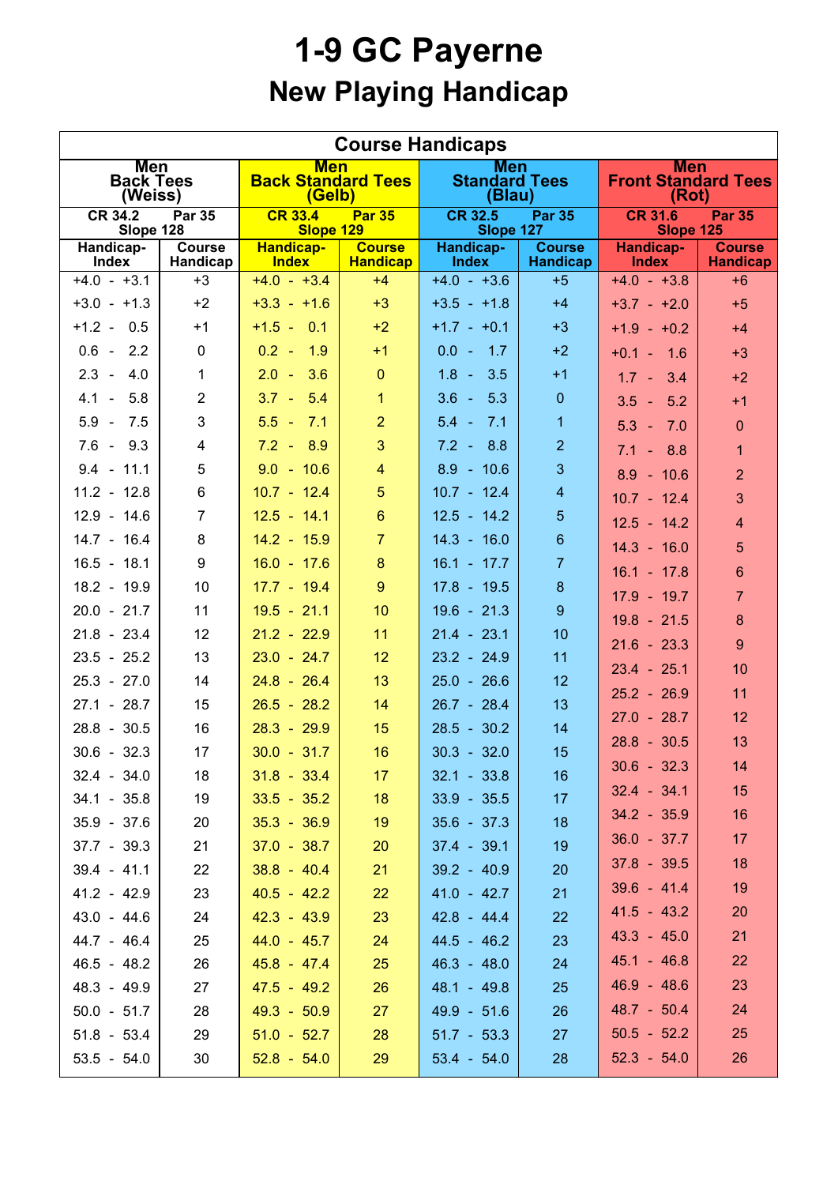# 1-9 GC Payerne

## New Playing Handicap

| Course Handicaps | | | | | | | |
|---|---|---|---|---|---|---|---|
| Men Back Tees (Weiss) | | Men Back Standard Tees (Gelb) | | Men Standard Tees (Blau) | | Men Front Standard Tees (Rot) | |
| CR 34.2 Par 35 Slope 128 | | CR 33.4 Par 35 Slope 129 | | CR 32.5 Par 35 Slope 127 | | CR 31.6 Par 35 Slope 125 | |
| Handicap-Index | Course Handicap | Handicap-Index | Course Handicap | Handicap-Index | Course Handicap | Handicap-Index | Course Handicap |
| +4.0 - +3.1 | +3 | +4.0 - +3.4 | +4 | +4.0 - +3.6 | +5 | +4.0 - +3.8 | +6 |
| +3.0 - +1.3 | +2 | +3.3 - +1.6 | +3 | +3.5 - +1.8 | +4 | +3.7 - +2.0 | +5 |
| +1.2 - 0.5 | +1 | +1.5 - 0.1 | +2 | +1.7 - +0.1 | +3 | +1.9 - +0.2 | +4 |
| 0.6 - 2.2 | 0 | 0.2 - 1.9 | +1 | 0.0 - 1.7 | +2 | +0.1 - 1.6 | +3 |
| 2.3 - 4.0 | 1 | 2.0 - 3.6 | 0 | 1.8 - 3.5 | +1 | 1.7 - 3.4 | +2 |
| 4.1 - 5.8 | 2 | 3.7 - 5.4 | 1 | 3.6 - 5.3 | 0 | 3.5 - 5.2 | +1 |
| 5.9 - 7.5 | 3 | 5.5 - 7.1 | 2 | 5.4 - 7.1 | 1 | 5.3 - 7.0 | 0 |
| 7.6 - 9.3 | 4 | 7.2 - 8.9 | 3 | 7.2 - 8.8 | 2 | 7.1 - 8.8 | 1 |
| 9.4 - 11.1 | 5 | 9.0 - 10.6 | 4 | 8.9 - 10.6 | 3 | 8.9 - 10.6 | 2 |
| 11.2 - 12.8 | 6 | 10.7 - 12.4 | 5 | 10.7 - 12.4 | 4 | 10.7 - 12.4 | 3 |
| 12.9 - 14.6 | 7 | 12.5 - 14.1 | 6 | 12.5 - 14.2 | 5 | 12.5 - 14.2 | 4 |
| 14.7 - 16.4 | 8 | 14.2 - 15.9 | 7 | 14.3 - 16.0 | 6 | 14.3 - 16.0 | 5 |
| 16.5 - 18.1 | 9 | 16.0 - 17.6 | 8 | 16.1 - 17.7 | 7 | 16.1 - 17.8 | 6 |
| 18.2 - 19.9 | 10 | 17.7 - 19.4 | 9 | 17.8 - 19.5 | 8 | 17.9 - 19.7 | 7 |
| 20.0 - 21.7 | 11 | 19.5 - 21.1 | 10 | 19.6 - 21.3 | 9 | 19.8 - 21.5 | 8 |
| 21.8 - 23.4 | 12 | 21.2 - 22.9 | 11 | 21.4 - 23.1 | 10 | 21.6 - 23.3 | 9 |
| 23.5 - 25.2 | 13 | 23.0 - 24.7 | 12 | 23.2 - 24.9 | 11 | 23.4 - 25.1 | 10 |
| 25.3 - 27.0 | 14 | 24.8 - 26.4 | 13 | 25.0 - 26.6 | 12 | 25.2 - 26.9 | 11 |
| 27.1 - 28.7 | 15 | 26.5 - 28.2 | 14 | 26.7 - 28.4 | 13 | 27.0 - 28.7 | 12 |
| 28.8 - 30.5 | 16 | 28.3 - 29.9 | 15 | 28.5 - 30.2 | 14 | 28.8 - 30.5 | 13 |
| 30.6 - 32.3 | 17 | 30.0 - 31.7 | 16 | 30.3 - 32.0 | 15 | 30.6 - 32.3 | 14 |
| 32.4 - 34.0 | 18 | 31.8 - 33.4 | 17 | 32.1 - 33.8 | 16 | 32.4 - 34.1 | 15 |
| 34.1 - 35.8 | 19 | 33.5 - 35.2 | 18 | 33.9 - 35.5 | 17 | 34.2 - 35.9 | 16 |
| 35.9 - 37.6 | 20 | 35.3 - 36.9 | 19 | 35.6 - 37.3 | 18 | 36.0 - 37.7 | 17 |
| 37.7 - 39.3 | 21 | 37.0 - 38.7 | 20 | 37.4 - 39.1 | 19 | 37.8 - 39.5 | 18 |
| 39.4 - 41.1 | 22 | 38.8 - 40.4 | 21 | 39.2 - 40.9 | 20 | 39.6 - 41.4 | 19 |
| 41.2 - 42.9 | 23 | 40.5 - 42.2 | 22 | 41.0 - 42.7 | 21 | 41.5 - 43.2 | 20 |
| 43.0 - 44.6 | 24 | 42.3 - 43.9 | 23 | 42.8 - 44.4 | 22 | 43.3 - 45.0 | 21 |
| 44.7 - 46.4 | 25 | 44.0 - 45.7 | 24 | 44.5 - 46.2 | 23 | 45.1 - 46.8 | 22 |
| 46.5 - 48.2 | 26 | 45.8 - 47.4 | 25 | 46.3 - 48.0 | 24 | 46.9 - 48.6 | 23 |
| 48.3 - 49.9 | 27 | 47.5 - 49.2 | 26 | 48.1 - 49.8 | 25 | 48.7 - 50.4 | 24 |
| 50.0 - 51.7 | 28 | 49.3 - 50.9 | 27 | 49.9 - 51.6 | 26 | 50.5 - 52.2 | 25 |
| 51.8 - 53.4 | 29 | 51.0 - 52.7 | 28 | 51.7 - 53.3 | 27 | 52.3 - 54.0 | 26 |
| 53.5 - 54.0 | 30 | 52.8 - 54.0 | 29 | 53.4 - 54.0 | 28 | | |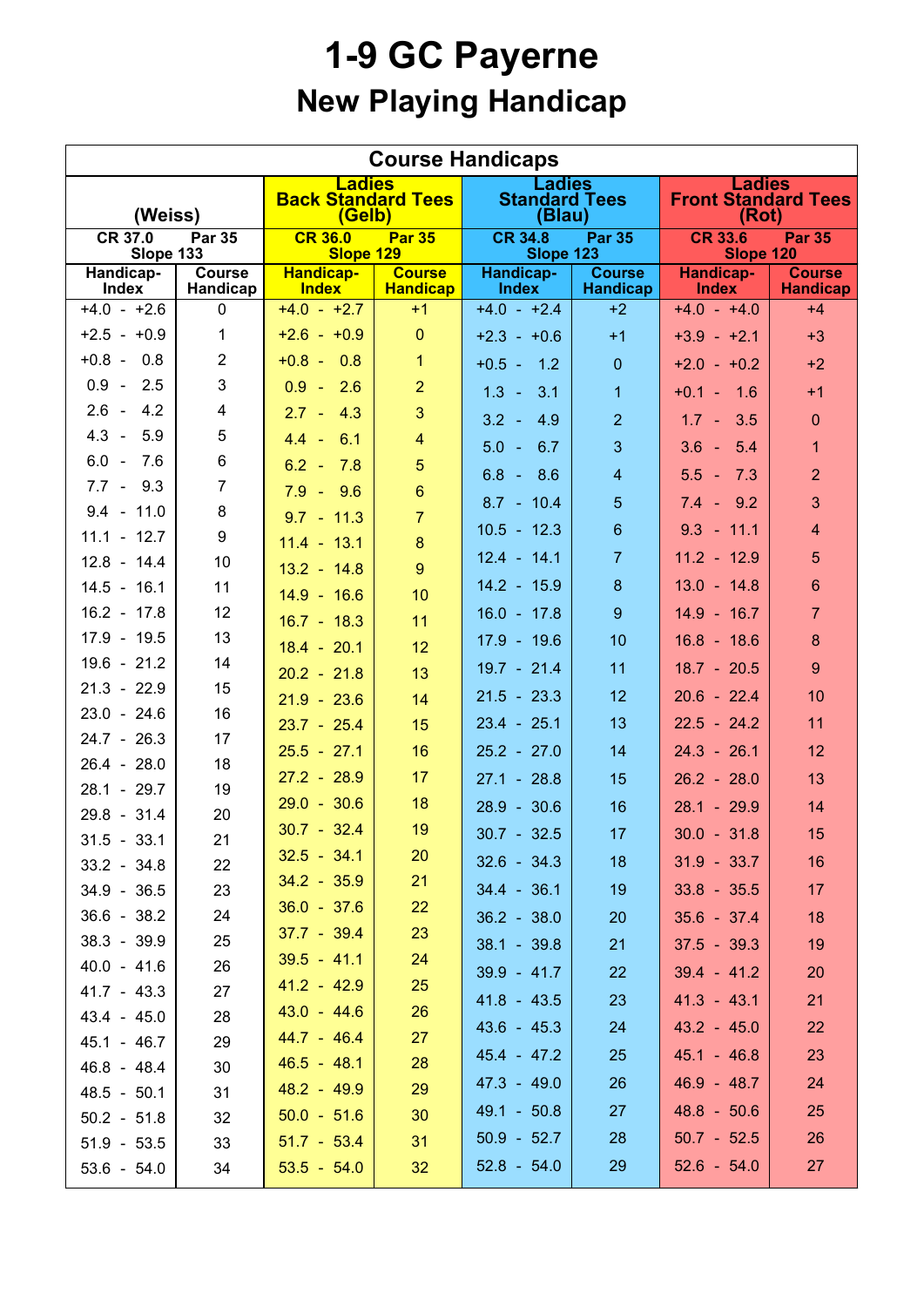# 1-9 GC Payerne

## New Playing Handicap

| Course Handicaps | | | | | | | |
|---|---|---|---|---|---|---|---|
| (Weiss) | | Ladies Back Standard Tees (Gelb) | | Ladies Standard Tees (Blau) | | Ladies Front Standard Tees (Rot) | |
| CR 37.0 Slope 133 | Par 35 | CR 36.0 Slope 129 | Par 35 | CR 34.8 Slope 123 | Par 35 | CR 33.6 Slope 120 | Par 35 |
| Handicap-Index | Course Handicap | Handicap-Index | Course Handicap | Handicap-Index | Course Handicap | Handicap-Index | Course Handicap |
| +4.0 - +2.6 | 0 | +4.0 - +2.7 | +1 | +4.0 - +2.4 | +2 | +4.0 - +4.0 | +4 |
| +2.5 - +0.9 | 1 | +2.6 - +0.9 | 0 | +2.3 - +0.6 | +1 | +3.9 - +2.1 | +3 |
| +0.8 - 0.8 | 2 | +0.8 - 0.8 | 1 | +0.5 - 1.2 | 0 | +2.0 - +0.2 | +2 |
| 0.9 - 2.5 | 3 | 0.9 - 2.6 | 2 | 1.3 - 3.1 | 1 | +0.1 - 1.6 | +1 |
| 2.6 - 4.2 | 4 | 2.7 - 4.3 | 3 | 3.2 - 4.9 | 2 | 1.7 - 3.5 | 0 |
| 4.3 - 5.9 | 5 | 4.4 - 6.1 | 4 | 5.0 - 6.7 | 3 | 3.6 - 5.4 | 1 |
| 6.0 - 7.6 | 6 | 6.2 - 7.8 | 5 | 6.8 - 8.6 | 4 | 5.5 - 7.3 | 2 |
| 7.7 - 9.3 | 7 | 7.9 - 9.6 | 6 | 8.7 - 10.4 | 5 | 7.4 - 9.2 | 3 |
| 9.4 - 11.0 | 8 | 9.7 - 11.3 | 7 | 10.5 - 12.3 | 6 | 9.3 - 11.1 | 4 |
| 11.1 - 12.7 | 9 | 11.4 - 13.1 | 8 | 12.4 - 14.1 | 7 | 11.2 - 12.9 | 5 |
| 12.8 - 14.4 | 10 | 13.2 - 14.8 | 9 | 14.2 - 15.9 | 8 | 13.0 - 14.8 | 6 |
| 14.5 - 16.1 | 11 | 14.9 - 16.6 | 10 | 16.0 - 17.8 | 9 | 14.9 - 16.7 | 7 |
| 16.2 - 17.8 | 12 | 16.7 - 18.3 | 11 | 17.9 - 19.6 | 10 | 16.8 - 18.6 | 8 |
| 17.9 - 19.5 | 13 | 18.4 - 20.1 | 12 | 19.7 - 21.4 | 11 | 18.7 - 20.5 | 9 |
| 19.6 - 21.2 | 14 | 20.2 - 21.8 | 13 | 21.5 - 23.3 | 12 | 20.6 - 22.4 | 10 |
| 21.3 - 22.9 | 15 | 21.9 - 23.6 | 14 | 23.4 - 25.1 | 13 | 22.5 - 24.2 | 11 |
| 23.0 - 24.6 | 16 | 23.7 - 25.4 | 15 | 25.2 - 27.0 | 14 | 24.3 - 26.1 | 12 |
| 24.7 - 26.3 | 17 | 25.5 - 27.1 | 16 | 27.1 - 28.8 | 15 | 26.2 - 28.0 | 13 |
| 26.4 - 28.0 | 18 | 27.2 - 28.9 | 17 | 28.9 - 30.6 | 16 | 28.1 - 29.9 | 14 |
| 28.1 - 29.7 | 19 | 29.0 - 30.6 | 18 | 30.7 - 32.5 | 17 | 30.0 - 31.8 | 15 |
| 29.8 - 31.4 | 20 | 30.7 - 32.4 | 19 | 32.6 - 34.3 | 18 | 31.9 - 33.7 | 16 |
| 31.5 - 33.1 | 21 | 32.5 - 34.1 | 20 | 34.4 - 36.1 | 19 | 33.8 - 35.5 | 17 |
| 33.2 - 34.8 | 22 | 34.2 - 35.9 | 21 | 36.2 - 38.0 | 20 | 35.6 - 37.4 | 18 |
| 34.9 - 36.5 | 23 | 36.0 - 37.6 | 22 | 38.1 - 39.8 | 21 | 37.5 - 39.3 | 19 |
| 36.6 - 38.2 | 24 | 37.7 - 39.4 | 23 | 39.9 - 41.7 | 22 | 39.4 - 41.2 | 20 |
| 38.3 - 39.9 | 25 | 39.5 - 41.1 | 24 | 41.8 - 43.5 | 23 | 41.3 - 43.1 | 21 |
| 40.0 - 41.6 | 26 | 41.2 - 42.9 | 25 | 43.6 - 45.3 | 24 | 43.2 - 45.0 | 22 |
| 41.7 - 43.3 | 27 | 43.0 - 44.6 | 26 | 45.4 - 47.2 | 25 | 45.1 - 46.8 | 23 |
| 43.4 - 45.0 | 28 | 44.7 - 46.4 | 27 | 47.3 - 49.0 | 26 | 46.9 - 48.7 | 24 |
| 45.1 - 46.7 | 29 | 46.5 - 48.1 | 28 | 49.1 - 50.8 | 27 | 48.8 - 50.6 | 25 |
| 46.8 - 48.4 | 30 | 48.2 - 49.9 | 29 | 50.9 - 52.7 | 28 | 50.7 - 52.5 | 26 |
| 48.5 - 50.1 | 31 | 50.0 - 51.6 | 30 | 52.8 - 54.0 | 29 | 52.6 - 54.0 | 27 |
| 50.2 - 51.8 | 32 | 51.7 - 53.4 | 31 | | | | |
| 51.9 - 53.5 | 33 | 53.5 - 54.0 | 32 | | | | |
| 53.6 - 54.0 | 34 | | | | | | |